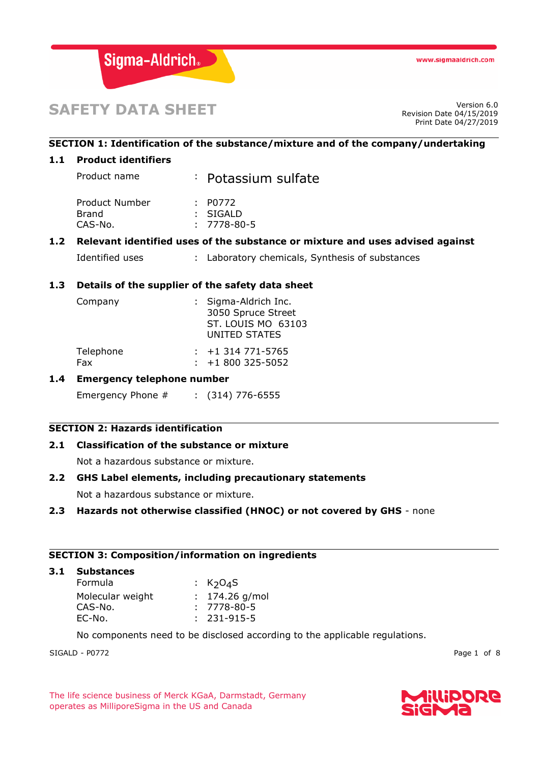Sigma-Aldrich

www.sigmaaldrich.com

# SAFETY DATA SHEET

Version 6.0
Revision Date 04/15/2019
Print Date 04/27/2019

## SECTION 1: Identification of the substance/mixture and of the company/undertaking

### 1.1 Product identifiers

| | | |
|---|---|---|
| Product name | : | Potassium sulfate |
| Product Number | : | P0772 |
| Brand | : | SIGALD |
| CAS-No. | : | 7778-80-5 |

### 1.2 Relevant identified uses of the substance or mixture and uses advised against

| | | |
|---|---|---|
| Identified uses | : | Laboratory chemicals, Synthesis of substances |

### 1.3 Details of the supplier of the safety data sheet

| | | |
|---|---|---|
| Company | : | Sigma-Aldrich Inc.<br>3050 Spruce Street<br>ST. LOUIS MO 63103<br>UNITED STATES |
| Telephone | : | +1 314 771-5765 |
| Fax | : | +1 800 325-5052 |

### 1.4 Emergency telephone number

| | | |
|---|---|---|
| Emergency Phone # | : | (314) 776-6555 |

## SECTION 2: Hazards identification

### 2.1 Classification of the substance or mixture

Not a hazardous substance or mixture.

### 2.2 GHS Label elements, including precautionary statements

Not a hazardous substance or mixture.

### 2.3 Hazards not otherwise classified (HNOC) or not covered by GHS - none

## SECTION 3: Composition/information on ingredients

### 3.1 Substances

| | | |
|---|---|---|
| Formula | : | $K_2O_4S$ |
| Molecular weight | : | 174.26 g/mol |
| CAS-No. | : | 7778-80-5 |
| EC-No. | : | 231-915-5 |

No components need to be disclosed according to the applicable regulations.

The life science business of Merck KGaA, Darmstadt, Germany operates as MilliporeSigma in the US and Canada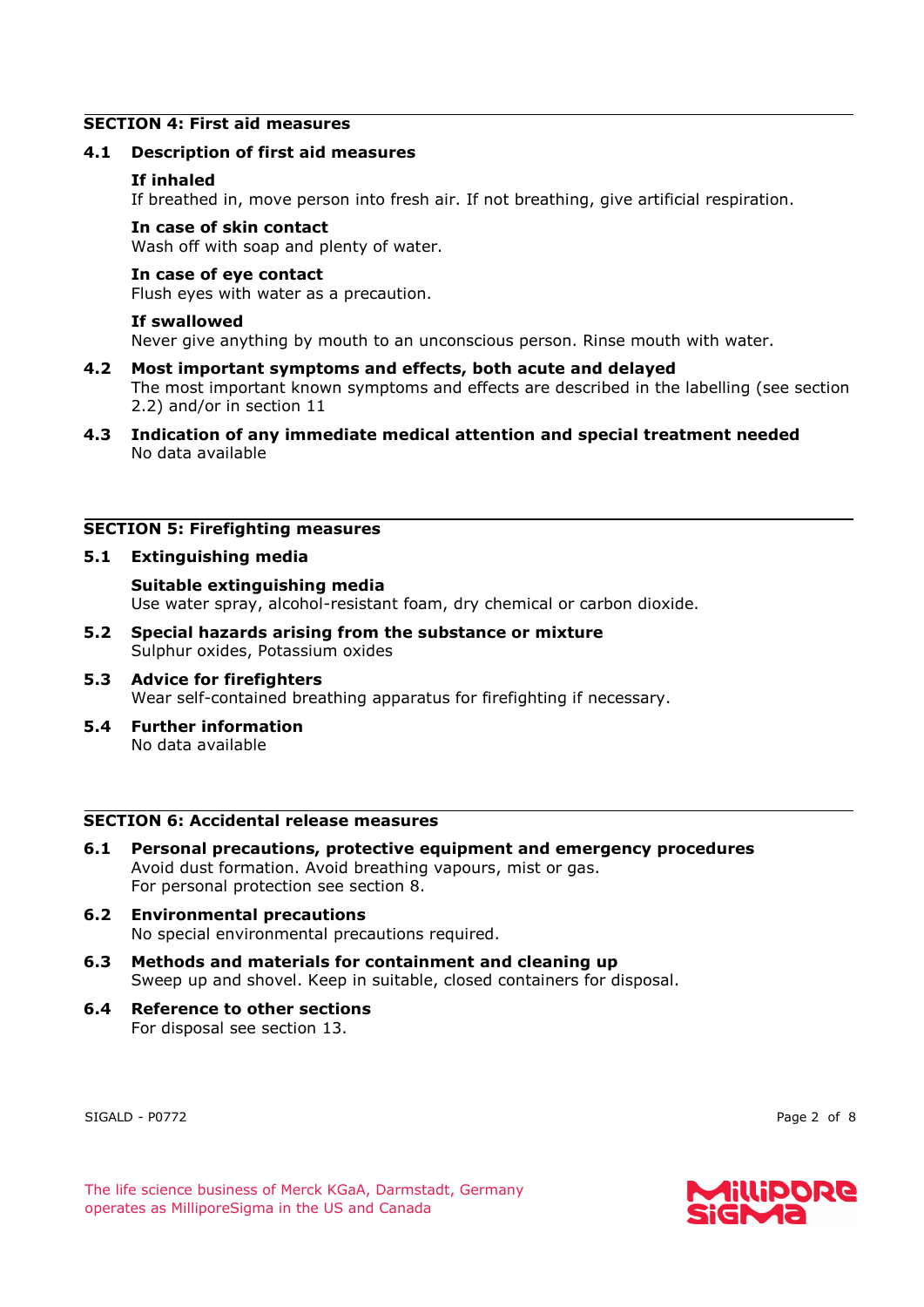## SECTION 4: First aid measures

### 4.1 Description of first aid measures

**If inhaled**
If breathed in, move person into fresh air. If not breathing, give artificial respiration.

**In case of skin contact**
Wash off with soap and plenty of water.

**In case of eye contact**
Flush eyes with water as a precaution.

**If swallowed**
Never give anything by mouth to an unconscious person. Rinse mouth with water.

### 4.2 Most important symptoms and effects, both acute and delayed
The most important known symptoms and effects are described in the labelling (see section 2.2) and/or in section 11

### 4.3 Indication of any immediate medical attention and special treatment needed
No data available

## SECTION 5: Firefighting measures

### 5.1 Extinguishing media

**Suitable extinguishing media**
Use water spray, alcohol-resistant foam, dry chemical or carbon dioxide.

### 5.2 Special hazards arising from the substance or mixture
Sulphur oxides, Potassium oxides

### 5.3 Advice for firefighters
Wear self-contained breathing apparatus for firefighting if necessary.

### 5.4 Further information
No data available

## SECTION 6: Accidental release measures

### 6.1 Personal precautions, protective equipment and emergency procedures
Avoid dust formation. Avoid breathing vapours, mist or gas.
For personal protection see section 8.

### 6.2 Environmental precautions
No special environmental precautions required.

### 6.3 Methods and materials for containment and cleaning up
Sweep up and shovel. Keep in suitable, closed containers for disposal.

### 6.4 Reference to other sections
For disposal see section 13.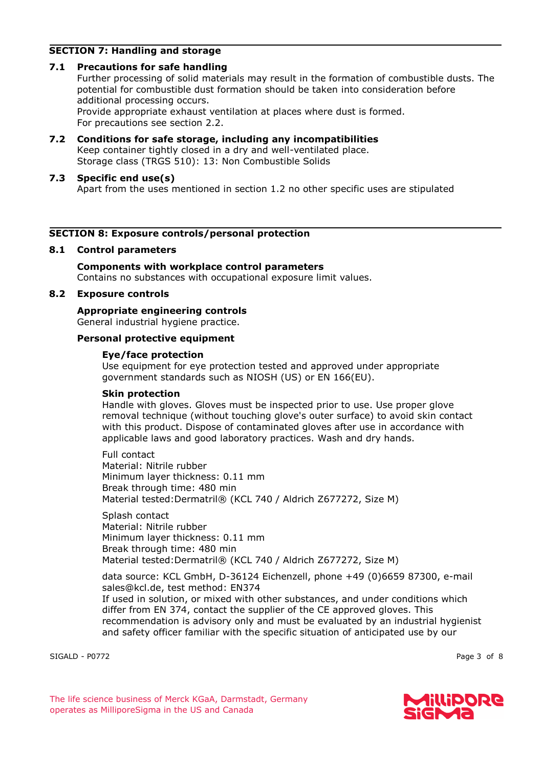## SECTION 7: Handling and storage

### 7.1 Precautions for safe handling

Further processing of solid materials may result in the formation of combustible dusts. The potential for combustible dust formation should be taken into consideration before additional processing occurs.
Provide appropriate exhaust ventilation at places where dust is formed.
For precautions see section 2.2.

### 7.2 Conditions for safe storage, including any incompatibilities

Keep container tightly closed in a dry and well-ventilated place.
Storage class (TRGS 510): 13: Non Combustible Solids

### 7.3 Specific end use(s)

Apart from the uses mentioned in section 1.2 no other specific uses are stipulated

## SECTION 8: Exposure controls/personal protection

### 8.1 Control parameters

**Components with workplace control parameters**
Contains no substances with occupational exposure limit values.

### 8.2 Exposure controls

**Appropriate engineering controls**
General industrial hygiene practice.

**Personal protective equipment**

**Eye/face protection**
Use equipment for eye protection tested and approved under appropriate government standards such as NIOSH (US) or EN 166(EU).

**Skin protection**
Handle with gloves. Gloves must be inspected prior to use. Use proper glove removal technique (without touching glove's outer surface) to avoid skin contact with this product. Dispose of contaminated gloves after use in accordance with applicable laws and good laboratory practices. Wash and dry hands.

Full contact
Material: Nitrile rubber
Minimum layer thickness: 0.11 mm
Break through time: 480 min
Material tested:Dermatril® (KCL 740 / Aldrich Z677272, Size M)

Splash contact
Material: Nitrile rubber
Minimum layer thickness: 0.11 mm
Break through time: 480 min
Material tested:Dermatril® (KCL 740 / Aldrich Z677272, Size M)

data source: KCL GmbH, D-36124 Eichenzell, phone +49 (0)6659 87300, e-mail sales@kcl.de, test method: EN374
If used in solution, or mixed with other substances, and under conditions which differ from EN 374, contact the supplier of the CE approved gloves. This recommendation is advisory only and must be evaluated by an industrial hygienist and safety officer familiar with the specific situation of anticipated use by our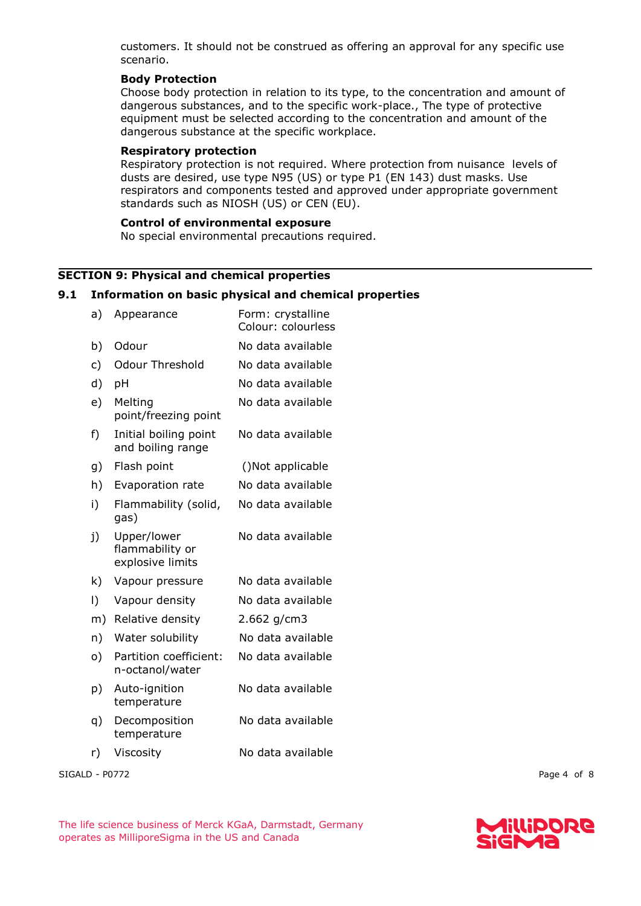customers. It should not be construed as offering an approval for any specific use scenario.

**Body Protection**
Choose body protection in relation to its type, to the concentration and amount of dangerous substances, and to the specific work-place., The type of protective equipment must be selected according to the concentration and amount of the dangerous substance at the specific workplace.

**Respiratory protection**
Respiratory protection is not required. Where protection from nuisance levels of dusts are desired, use type N95 (US) or type P1 (EN 143) dust masks. Use respirators and components tested and approved under appropriate government standards such as NIOSH (US) or CEN (EU).

**Control of environmental exposure**
No special environmental precautions required.

## SECTION 9: Physical and chemical properties

### 9.1 Information on basic physical and chemical properties

| | | |
|---|---|---|
| a) | Appearance | Form: crystalline<br>Colour: colourless |
| b) | Odour | No data available |
| c) | Odour Threshold | No data available |
| d) | pH | No data available |
| e) | Melting point/freezing point | No data available |
| f) | Initial boiling point and boiling range | No data available |
| g) | Flash point | ()Not applicable |
| h) | Evaporation rate | No data available |
| i) | Flammability (solid, gas) | No data available |
| j) | Upper/lower flammability or explosive limits | No data available |
| k) | Vapour pressure | No data available |
| l) | Vapour density | No data available |
| m) | Relative density | 2.662 g/cm3 |
| n) | Water solubility | No data available |
| o) | Partition coefficient: n-octanol/water | No data available |
| p) | Auto-ignition temperature | No data available |
| q) | Decomposition temperature | No data available |
| r) | Viscosity | No data available |

SIGALD - P0772

The life science business of Merck KGaA, Darmstadt, Germany operates as MilliporeSigma in the US and Canada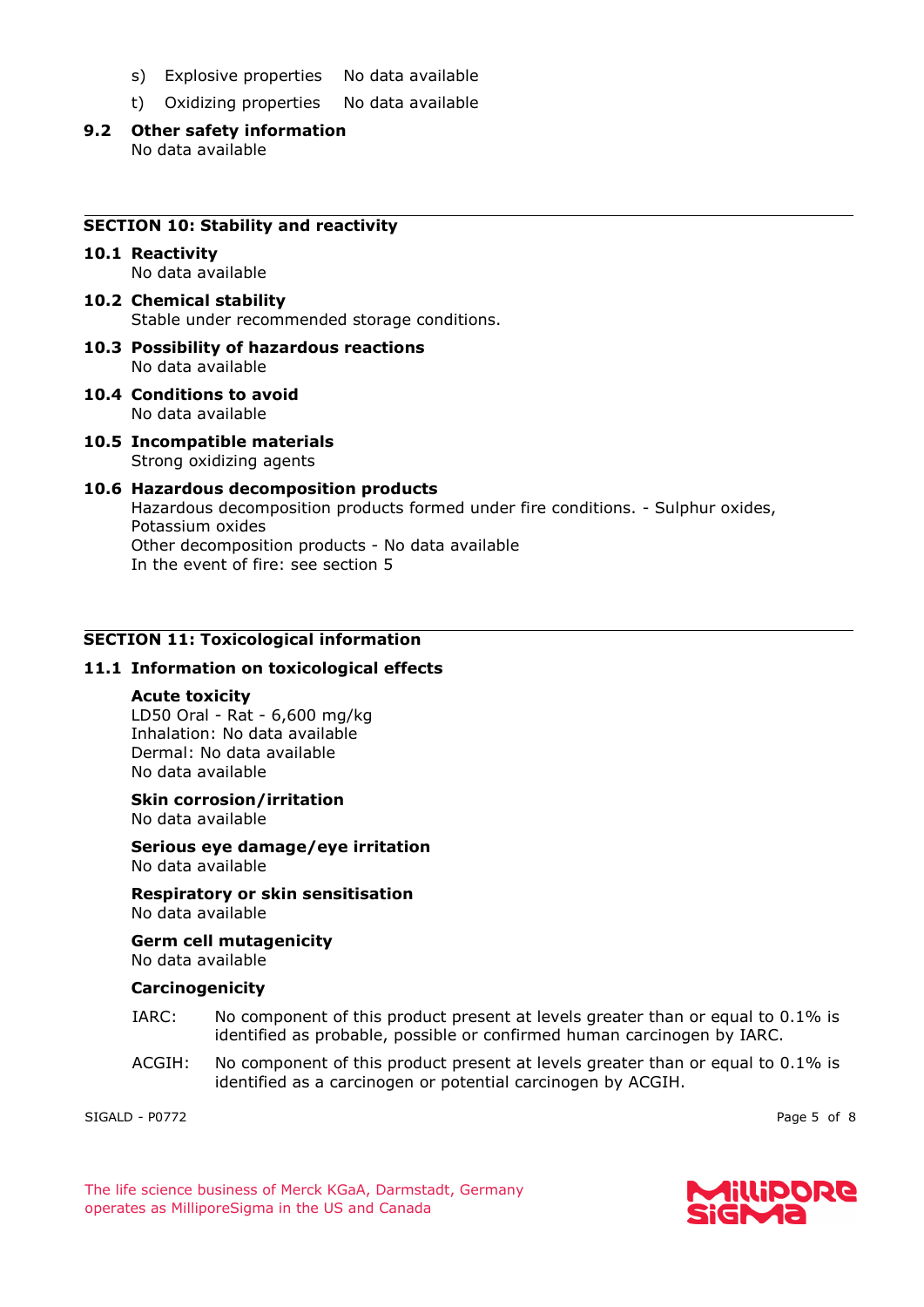s) Explosive properties No data available

t) Oxidizing properties No data available

**9.2 Other safety information**

No data available

## SECTION 10: Stability and reactivity

**10.1 Reactivity**

No data available

**10.2 Chemical stability**

Stable under recommended storage conditions.

**10.3 Possibility of hazardous reactions**

No data available

**10.4 Conditions to avoid**

No data available

**10.5 Incompatible materials**

Strong oxidizing agents

**10.6 Hazardous decomposition products**

Hazardous decomposition products formed under fire conditions. - Sulphur oxides, Potassium oxides

Other decomposition products - No data available

In the event of fire: see section 5

## SECTION 11: Toxicological information

**11.1 Information on toxicological effects**

**Acute toxicity**

LD50 Oral - Rat - 6,600 mg/kg

Inhalation: No data available

Dermal: No data available

No data available

**Skin corrosion/irritation**

No data available

**Serious eye damage/eye irritation**

No data available

**Respiratory or skin sensitisation**

No data available

**Germ cell mutagenicity**

No data available

**Carcinogenicity**

IARC: No component of this product present at levels greater than or equal to 0.1% is identified as probable, possible or confirmed human carcinogen by IARC.

ACGIH: No component of this product present at levels greater than or equal to 0.1% is identified as a carcinogen or potential carcinogen by ACGIH.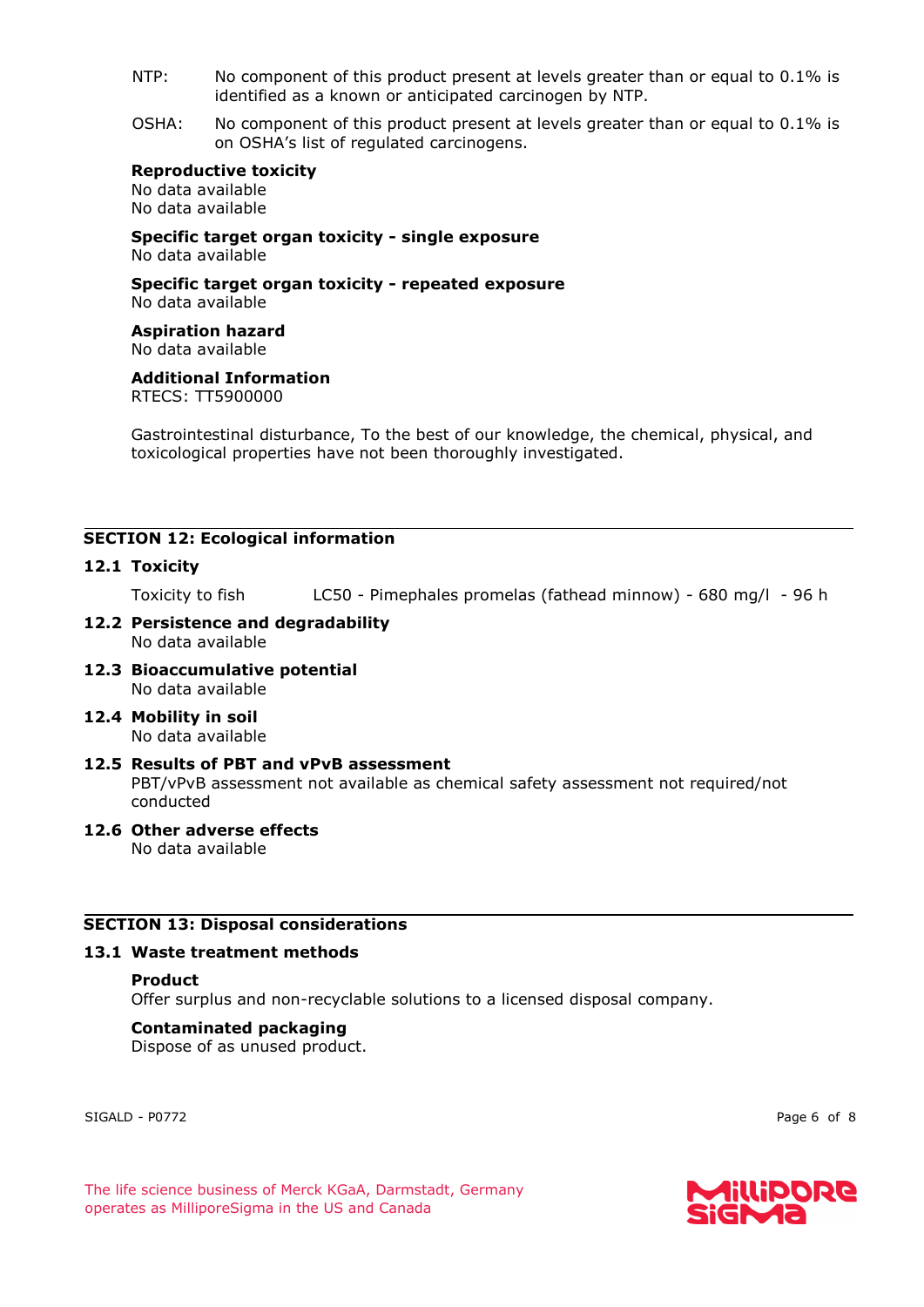NTP: No component of this product present at levels greater than or equal to 0.1% is identified as a known or anticipated carcinogen by NTP.

OSHA: No component of this product present at levels greater than or equal to 0.1% is on OSHA's list of regulated carcinogens.

**Reproductive toxicity**
No data available
No data available

**Specific target organ toxicity - single exposure**
No data available

**Specific target organ toxicity - repeated exposure**
No data available

**Aspiration hazard**
No data available

**Additional Information**
RTECS: TT5900000

Gastrointestinal disturbance, To the best of our knowledge, the chemical, physical, and toxicological properties have not been thoroughly investigated.

## SECTION 12: Ecological information

### 12.1 Toxicity

Toxicity to fish    LC50 - Pimephales promelas (fathead minnow) - 680 mg/l - 96 h

### 12.2 Persistence and degradability

No data available

### 12.3 Bioaccumulative potential

No data available

### 12.4 Mobility in soil

No data available

### 12.5 Results of PBT and vPvB assessment

PBT/vPvB assessment not available as chemical safety assessment not required/not conducted

### 12.6 Other adverse effects

No data available

## SECTION 13: Disposal considerations

### 13.1 Waste treatment methods

**Product**
Offer surplus and non-recyclable solutions to a licensed disposal company.

**Contaminated packaging**
Dispose of as unused product.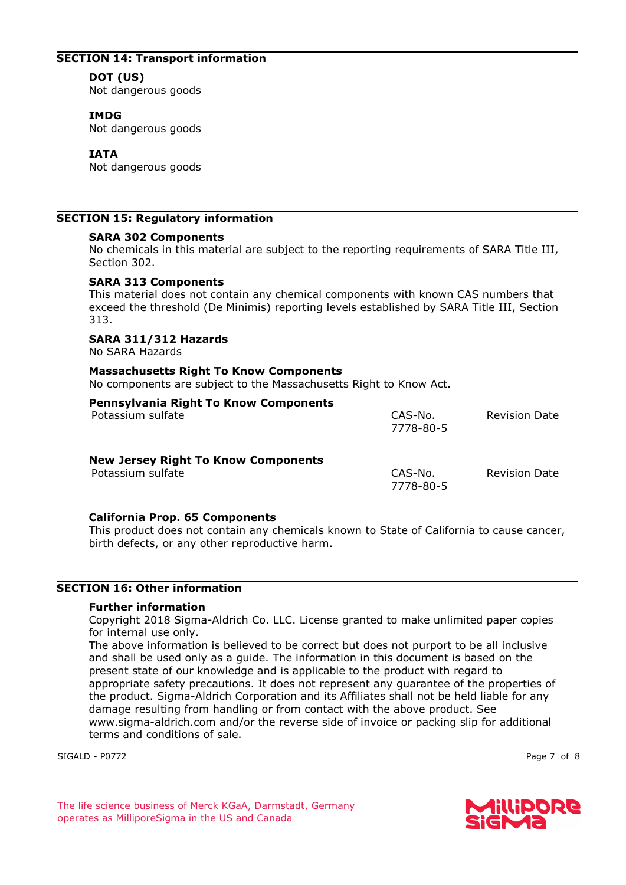## SECTION 14: Transport information

**DOT (US)**
Not dangerous goods

**IMDG**
Not dangerous goods

**IATA**
Not dangerous goods

## SECTION 15: Regulatory information

**SARA 302 Components**
No chemicals in this material are subject to the reporting requirements of SARA Title III, Section 302.

**SARA 313 Components**
This material does not contain any chemical components with known CAS numbers that exceed the threshold (De Minimis) reporting levels established by SARA Title III, Section 313.

**SARA 311/312 Hazards**
No SARA Hazards

**Massachusetts Right To Know Components**
No components are subject to the Massachusetts Right to Know Act.

**Pennsylvania Right To Know Components**

| | CAS-No. | Revision Date |
|---|---|---|
| Potassium sulfate | 7778-80-5 | |

**New Jersey Right To Know Components**

| | CAS-No. | Revision Date |
|---|---|---|
| Potassium sulfate | 7778-80-5 | |

**California Prop. 65 Components**
This product does not contain any chemicals known to State of California to cause cancer, birth defects, or any other reproductive harm.

## SECTION 16: Other information

**Further information**
Copyright 2018 Sigma-Aldrich Co. LLC. License granted to make unlimited paper copies for internal use only.
The above information is believed to be correct but does not purport to be all inclusive and shall be used only as a guide. The information in this document is based on the present state of our knowledge and is applicable to the product with regard to appropriate safety precautions. It does not represent any guarantee of the properties of the product. Sigma-Aldrich Corporation and its Affiliates shall not be held liable for any damage resulting from handling or from contact with the above product. See www.sigma-aldrich.com and/or the reverse side of invoice or packing slip for additional terms and conditions of sale.

SIGALD - P0772

The life science business of Merck KGaA, Darmstadt, Germany operates as MilliporeSigma in the US and Canada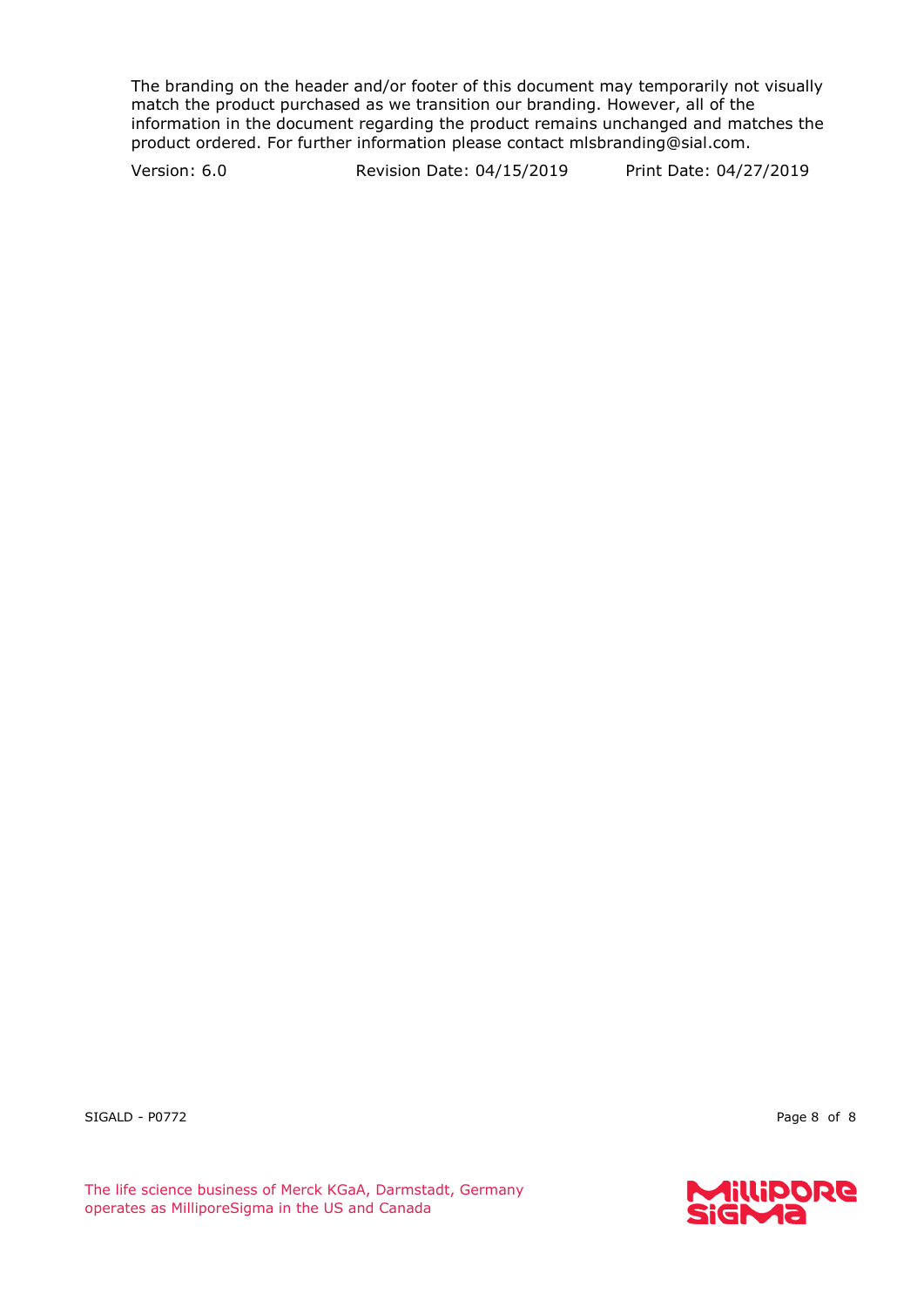The branding on the header and/or footer of this document may temporarily not visually match the product purchased as we transition our branding. However, all of the information in the document regarding the product remains unchanged and matches the product ordered. For further information please contact mlsbranding@sial.com.

Version: 6.0 Revision Date: 04/15/2019 Print Date: 04/27/2019